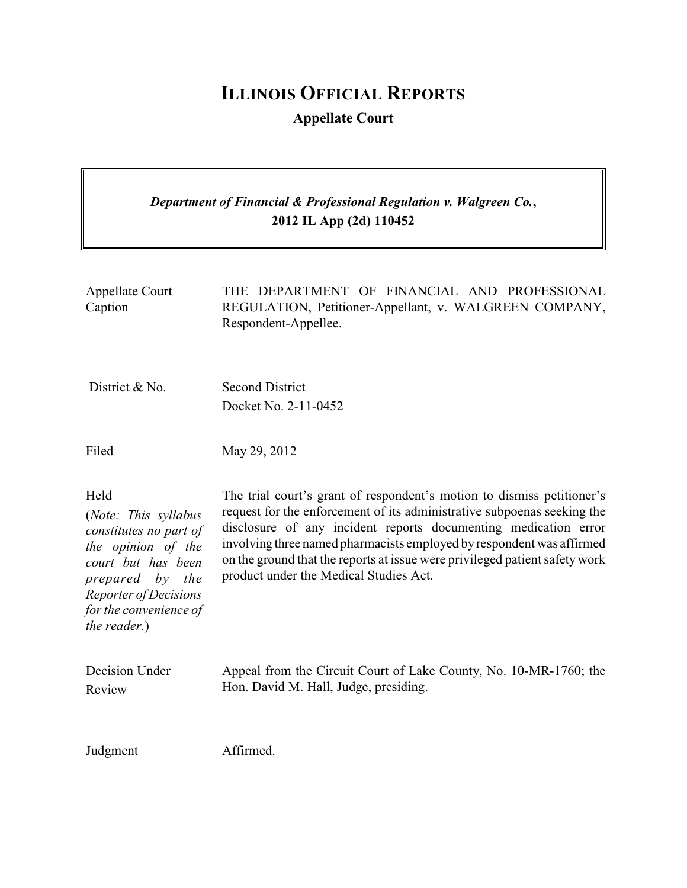# ILLINOIS OFFICIAL REPORTS

**Appellate Court**

***Department of Financial & Professional Regulation v. Walgreen Co.*, 2012 IL App (2d) 110452**

| | |
|---|---|
| Appellate Court Caption | THE DEPARTMENT OF FINANCIAL AND PROFESSIONAL REGULATION, Petitioner-Appellant, v. WALGREEN COMPANY, Respondent-Appellee. |
| District & No. | Second District<br>Docket No. 2-11-0452 |
| Filed | May 29, 2012 |
| Held<br>(*Note: This syllabus constitutes no part of the opinion of the court but has been prepared by the Reporter of Decisions for the convenience of the reader.*) | The trial court's grant of respondent's motion to dismiss petitioner's request for the enforcement of its administrative subpoenas seeking the disclosure of any incident reports documenting medication error involving three named pharmacists employed by respondent was affirmed on the ground that the reports at issue were privileged patient safety work product under the Medical Studies Act. |
| Decision Under Review | Appeal from the Circuit Court of Lake County, No. 10-MR-1760; the Hon. David M. Hall, Judge, presiding. |
| Judgment | Affirmed. |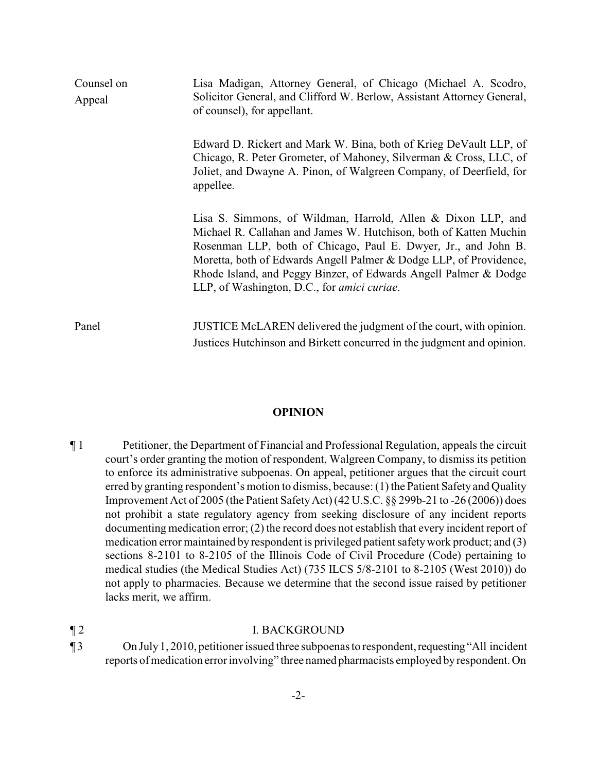| | |
|---|---|
| Counsel on Appeal | Lisa Madigan, Attorney General, of Chicago (Michael A. Scodro, Solicitor General, and Clifford W. Berlow, Assistant Attorney General, of counsel), for appellant. |
| | Edward D. Rickert and Mark W. Bina, both of Krieg DeVault LLP, of Chicago, R. Peter Grometer, of Mahoney, Silverman & Cross, LLC, of Joliet, and Dwayne A. Pinon, of Walgreen Company, of Deerfield, for appellee. |
| | Lisa S. Simmons, of Wildman, Harrold, Allen & Dixon LLP, and Michael R. Callahan and James W. Hutchison, both of Katten Muchin Rosenman LLP, both of Chicago, Paul E. Dwyer, Jr., and John B. Moretta, both of Edwards Angell Palmer & Dodge LLP, of Providence, Rhode Island, and Peggy Binzer, of Edwards Angell Palmer & Dodge LLP, of Washington, D.C., for *amici curiae*. |
| Panel | JUSTICE McLAREN delivered the judgment of the court, with opinion. Justices Hutchinson and Birkett concurred in the judgment and opinion. |

## OPINION

¶ 1 Petitioner, the Department of Financial and Professional Regulation, appeals the circuit court's order granting the motion of respondent, Walgreen Company, to dismiss its petition to enforce its administrative subpoenas. On appeal, petitioner argues that the circuit court erred by granting respondent's motion to dismiss, because: (1) the Patient Safety and Quality Improvement Act of 2005 (the Patient Safety Act) (42 U.S.C. §§ 299b-21 to -26 (2006)) does not prohibit a state regulatory agency from seeking disclosure of any incident reports documenting medication error; (2) the record does not establish that every incident report of medication error maintained by respondent is privileged patient safety work product; and (3) sections 8-2101 to 8-2105 of the Illinois Code of Civil Procedure (Code) pertaining to medical studies (the Medical Studies Act) (735 ILCS 5/8-2101 to 8-2105 (West 2010)) do not apply to pharmacies. Because we determine that the second issue raised by petitioner lacks merit, we affirm.

¶ 2 I. BACKGROUND

¶ 3 On July 1, 2010, petitioner issued three subpoenas to respondent, requesting "All incident reports of medication error involving" three named pharmacists employed by respondent. On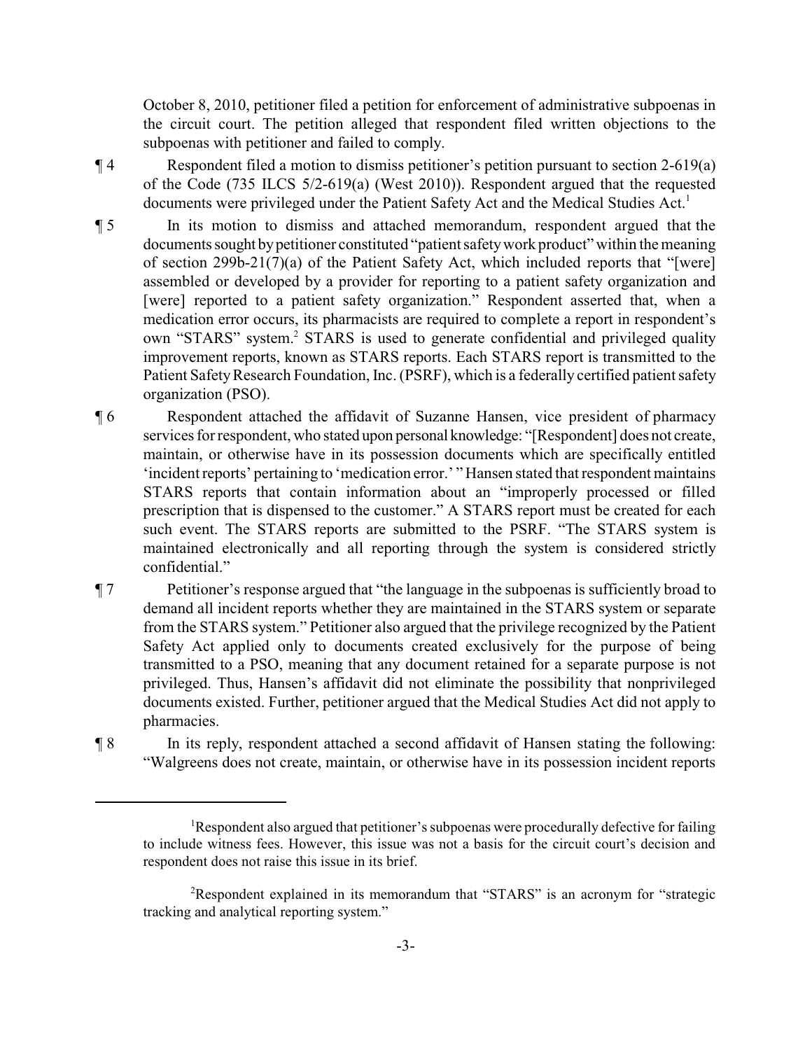October 8, 2010, petitioner filed a petition for enforcement of administrative subpoenas in the circuit court. The petition alleged that respondent filed written objections to the subpoenas with petitioner and failed to comply.

¶ 4 Respondent filed a motion to dismiss petitioner's petition pursuant to section 2-619(a) of the Code (735 ILCS 5/2-619(a) (West 2010)). Respondent argued that the requested documents were privileged under the Patient Safety Act and the Medical Studies Act.[1]

¶ 5 In its motion to dismiss and attached memorandum, respondent argued that the documents sought by petitioner constituted "patient safety work product" within the meaning of section 299b-21(7)(a) of the Patient Safety Act, which included reports that "[were] assembled or developed by a provider for reporting to a patient safety organization and [were] reported to a patient safety organization." Respondent asserted that, when a medication error occurs, its pharmacists are required to complete a report in respondent's own "STARS" system.[2] STARS is used to generate confidential and privileged quality improvement reports, known as STARS reports. Each STARS report is transmitted to the Patient Safety Research Foundation, Inc. (PSRF), which is a federally certified patient safety organization (PSO).

¶ 6 Respondent attached the affidavit of Suzanne Hansen, vice president of pharmacy services for respondent, who stated upon personal knowledge: "[Respondent] does not create, maintain, or otherwise have in its possession documents which are specifically entitled 'incident reports' pertaining to 'medication error.' " Hansen stated that respondent maintains STARS reports that contain information about an "improperly processed or filled prescription that is dispensed to the customer." A STARS report must be created for each such event. The STARS reports are submitted to the PSRF. "The STARS system is maintained electronically and all reporting through the system is considered strictly confidential."

¶ 7 Petitioner's response argued that "the language in the subpoenas is sufficiently broad to demand all incident reports whether they are maintained in the STARS system or separate from the STARS system." Petitioner also argued that the privilege recognized by the Patient Safety Act applied only to documents created exclusively for the purpose of being transmitted to a PSO, meaning that any document retained for a separate purpose is not privileged. Thus, Hansen's affidavit did not eliminate the possibility that nonprivileged documents existed. Further, petitioner argued that the Medical Studies Act did not apply to pharmacies.

¶ 8 In its reply, respondent attached a second affidavit of Hansen stating the following: "Walgreens does not create, maintain, or otherwise have in its possession incident reports

---

[1] Respondent also argued that petitioner's subpoenas were procedurally defective for failing to include witness fees. However, this issue was not a basis for the circuit court's decision and respondent does not raise this issue in its brief.

[2] Respondent explained in its memorandum that "STARS" is an acronym for "strategic tracking and analytical reporting system."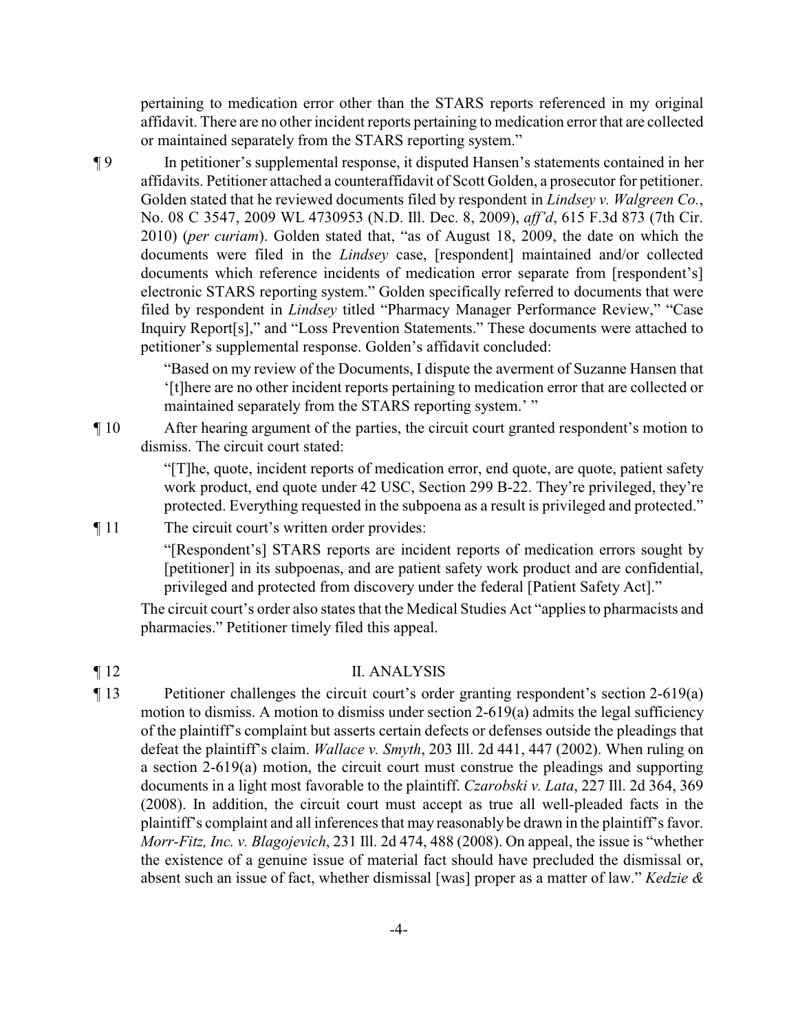pertaining to medication error other than the STARS reports referenced in my original affidavit. There are no other incident reports pertaining to medication error that are collected or maintained separately from the STARS reporting system."

¶ 9 In petitioner's supplemental response, it disputed Hansen's statements contained in her affidavits. Petitioner attached a counteraffidavit of Scott Golden, a prosecutor for petitioner. Golden stated that he reviewed documents filed by respondent in *Lindsey v. Walgreen Co.*, No. 08 C 3547, 2009 WL 4730953 (N.D. Ill. Dec. 8, 2009), *aff'd*, 615 F.3d 873 (7th Cir. 2010) (*per curiam*). Golden stated that, "as of August 18, 2009, the date on which the documents were filed in the *Lindsey* case, [respondent] maintained and/or collected documents which reference incidents of medication error separate from [respondent's] electronic STARS reporting system." Golden specifically referred to documents that were filed by respondent in *Lindsey* titled "Pharmacy Manager Performance Review," "Case Inquiry Report[s]," and "Loss Prevention Statements." These documents were attached to petitioner's supplemental response. Golden's affidavit concluded:

> "Based on my review of the Documents, I dispute the averment of Suzanne Hansen that '[t]here are no other incident reports pertaining to medication error that are collected or maintained separately from the STARS reporting system.' "

¶ 10 After hearing argument of the parties, the circuit court granted respondent's motion to dismiss. The circuit court stated:

> "[T]he, quote, incident reports of medication error, end quote, are quote, patient safety work product, end quote under 42 USC, Section 299 B-22. They're privileged, they're protected. Everything requested in the subpoena as a result is privileged and protected."

¶ 11 The circuit court's written order provides:

> "[Respondent's] STARS reports are incident reports of medication errors sought by [petitioner] in its subpoenas, and are patient safety work product and are confidential, privileged and protected from discovery under the federal [Patient Safety Act]."

The circuit court's order also states that the Medical Studies Act "applies to pharmacists and pharmacies." Petitioner timely filed this appeal.

## ¶ 12 II. ANALYSIS

¶ 13 Petitioner challenges the circuit court's order granting respondent's section 2-619(a) motion to dismiss. A motion to dismiss under section 2-619(a) admits the legal sufficiency of the plaintiff's complaint but asserts certain defects or defenses outside the pleadings that defeat the plaintiff's claim. *Wallace v. Smyth*, 203 Ill. 2d 441, 447 (2002). When ruling on a section 2-619(a) motion, the circuit court must construe the pleadings and supporting documents in a light most favorable to the plaintiff. *Czarobski v. Lata*, 227 Ill. 2d 364, 369 (2008). In addition, the circuit court must accept as true all well-pleaded facts in the plaintiff's complaint and all inferences that may reasonably be drawn in the plaintiff's favor. *Morr-Fitz, Inc. v. Blagojevich*, 231 Ill. 2d 474, 488 (2008). On appeal, the issue is "whether the existence of a genuine issue of material fact should have precluded the dismissal or, absent such an issue of fact, whether dismissal [was] proper as a matter of law." *Kedzie &*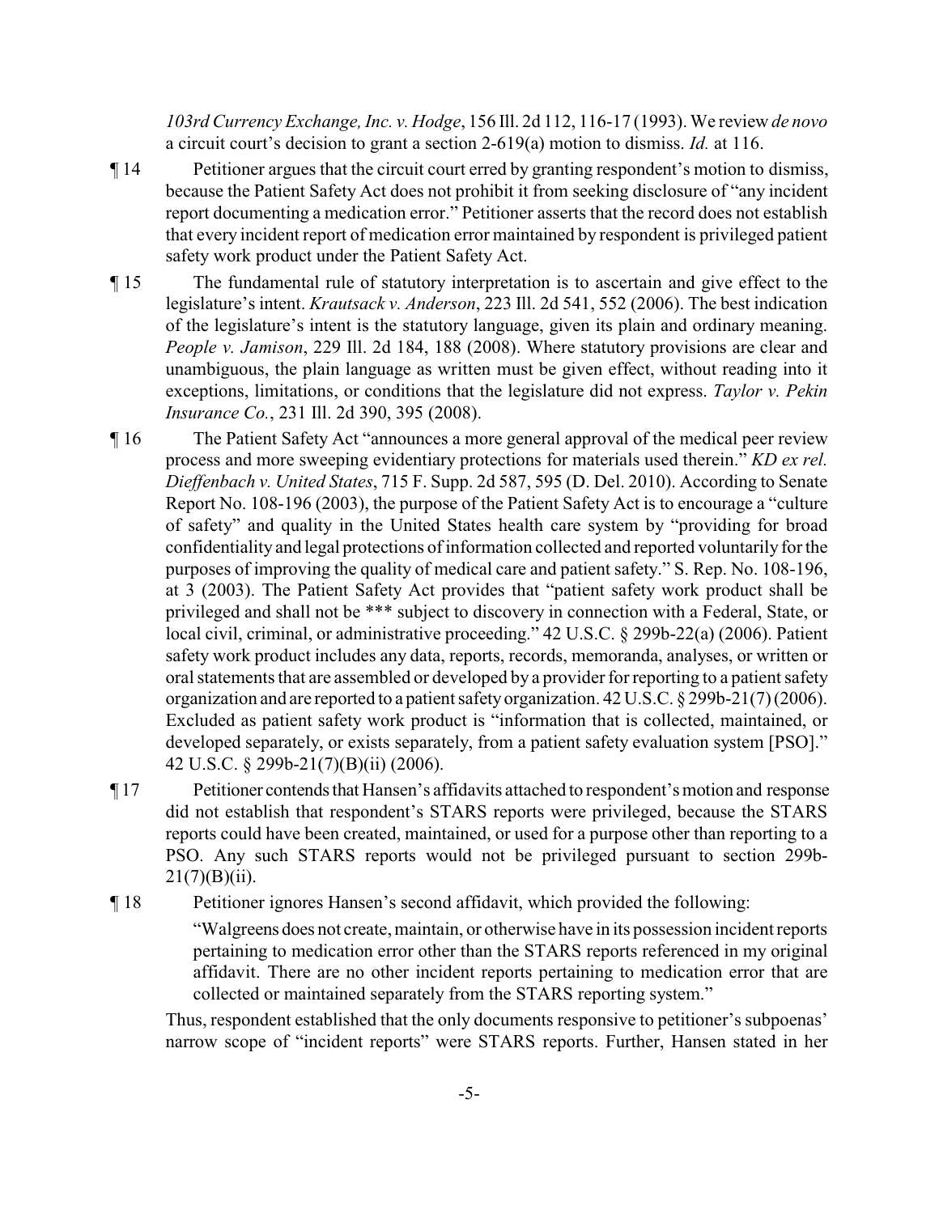*103rd Currency Exchange, Inc. v. Hodge*, 156 Ill. 2d 112, 116-17 (1993). We review *de novo* a circuit court's decision to grant a section 2-619(a) motion to dismiss. *Id.* at 116.

¶ 14 Petitioner argues that the circuit court erred by granting respondent's motion to dismiss, because the Patient Safety Act does not prohibit it from seeking disclosure of "any incident report documenting a medication error." Petitioner asserts that the record does not establish that every incident report of medication error maintained by respondent is privileged patient safety work product under the Patient Safety Act.

¶ 15 The fundamental rule of statutory interpretation is to ascertain and give effect to the legislature's intent. *Krautsack v. Anderson*, 223 Ill. 2d 541, 552 (2006). The best indication of the legislature's intent is the statutory language, given its plain and ordinary meaning. *People v. Jamison*, 229 Ill. 2d 184, 188 (2008). Where statutory provisions are clear and unambiguous, the plain language as written must be given effect, without reading into it exceptions, limitations, or conditions that the legislature did not express. *Taylor v. Pekin Insurance Co.*, 231 Ill. 2d 390, 395 (2008).

¶ 16 The Patient Safety Act "announces a more general approval of the medical peer review process and more sweeping evidentiary protections for materials used therein." *KD ex rel. Dieffenbach v. United States*, 715 F. Supp. 2d 587, 595 (D. Del. 2010). According to Senate Report No. 108-196 (2003), the purpose of the Patient Safety Act is to encourage a "culture of safety" and quality in the United States health care system by "providing for broad confidentiality and legal protections of information collected and reported voluntarily for the purposes of improving the quality of medical care and patient safety." S. Rep. No. 108-196, at 3 (2003). The Patient Safety Act provides that "patient safety work product shall be privileged and shall not be *** subject to discovery in connection with a Federal, State, or local civil, criminal, or administrative proceeding." 42 U.S.C. § 299b-22(a) (2006). Patient safety work product includes any data, reports, records, memoranda, analyses, or written or oral statements that are assembled or developed by a provider for reporting to a patient safety organization and are reported to a patient safety organization. 42 U.S.C. § 299b-21(7) (2006). Excluded as patient safety work product is "information that is collected, maintained, or developed separately, or exists separately, from a patient safety evaluation system [PSO]." 42 U.S.C. § 299b-21(7)(B)(ii) (2006).

¶ 17 Petitioner contends that Hansen's affidavits attached to respondent's motion and response did not establish that respondent's STARS reports were privileged, because the STARS reports could have been created, maintained, or used for a purpose other than reporting to a PSO. Any such STARS reports would not be privileged pursuant to section 299b-21(7)(B)(ii).

¶ 18 Petitioner ignores Hansen's second affidavit, which provided the following:

> "Walgreens does not create, maintain, or otherwise have in its possession incident reports pertaining to medication error other than the STARS reports referenced in my original affidavit. There are no other incident reports pertaining to medication error that are collected or maintained separately from the STARS reporting system."

Thus, respondent established that the only documents responsive to petitioner's subpoenas' narrow scope of "incident reports" were STARS reports. Further, Hansen stated in her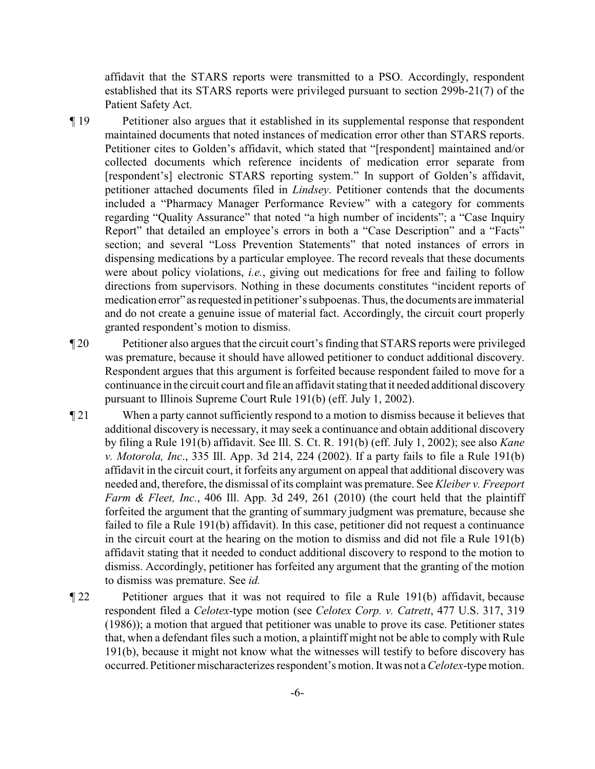affidavit that the STARS reports were transmitted to a PSO. Accordingly, respondent established that its STARS reports were privileged pursuant to section 299b-21(7) of the Patient Safety Act.

¶ 19 Petitioner also argues that it established in its supplemental response that respondent maintained documents that noted instances of medication error other than STARS reports. Petitioner cites to Golden's affidavit, which stated that "[respondent] maintained and/or collected documents which reference incidents of medication error separate from [respondent's] electronic STARS reporting system." In support of Golden's affidavit, petitioner attached documents filed in *Lindsey*. Petitioner contends that the documents included a "Pharmacy Manager Performance Review" with a category for comments regarding "Quality Assurance" that noted "a high number of incidents"; a "Case Inquiry Report" that detailed an employee's errors in both a "Case Description" and a "Facts" section; and several "Loss Prevention Statements" that noted instances of errors in dispensing medications by a particular employee. The record reveals that these documents were about policy violations, *i.e.*, giving out medications for free and failing to follow directions from supervisors. Nothing in these documents constitutes "incident reports of medication error" as requested in petitioner's subpoenas. Thus, the documents are immaterial and do not create a genuine issue of material fact. Accordingly, the circuit court properly granted respondent's motion to dismiss.

¶ 20 Petitioner also argues that the circuit court's finding that STARS reports were privileged was premature, because it should have allowed petitioner to conduct additional discovery. Respondent argues that this argument is forfeited because respondent failed to move for a continuance in the circuit court and file an affidavit stating that it needed additional discovery pursuant to Illinois Supreme Court Rule 191(b) (eff. July 1, 2002).

¶ 21 When a party cannot sufficiently respond to a motion to dismiss because it believes that additional discovery is necessary, it may seek a continuance and obtain additional discovery by filing a Rule 191(b) affidavit. See Ill. S. Ct. R. 191(b) (eff. July 1, 2002); see also *Kane v. Motorola, Inc*., 335 Ill. App. 3d 214, 224 (2002). If a party fails to file a Rule 191(b) affidavit in the circuit court, it forfeits any argument on appeal that additional discovery was needed and, therefore, the dismissal of its complaint was premature. See *Kleiber v. Freeport Farm & Fleet, Inc*., 406 Ill. App. 3d 249, 261 (2010) (the court held that the plaintiff forfeited the argument that the granting of summary judgment was premature, because she failed to file a Rule 191(b) affidavit). In this case, petitioner did not request a continuance in the circuit court at the hearing on the motion to dismiss and did not file a Rule 191(b) affidavit stating that it needed to conduct additional discovery to respond to the motion to dismiss. Accordingly, petitioner has forfeited any argument that the granting of the motion to dismiss was premature. See *id.*

¶ 22 Petitioner argues that it was not required to file a Rule 191(b) affidavit, because respondent filed a *Celotex*-type motion (see *Celotex Corp. v. Catrett*, 477 U.S. 317, 319 (1986)); a motion that argued that petitioner was unable to prove its case. Petitioner states that, when a defendant files such a motion, a plaintiff might not be able to comply with Rule 191(b), because it might not know what the witnesses will testify to before discovery has occurred. Petitioner mischaracterizes respondent's motion. It was not a *Celotex*-type motion.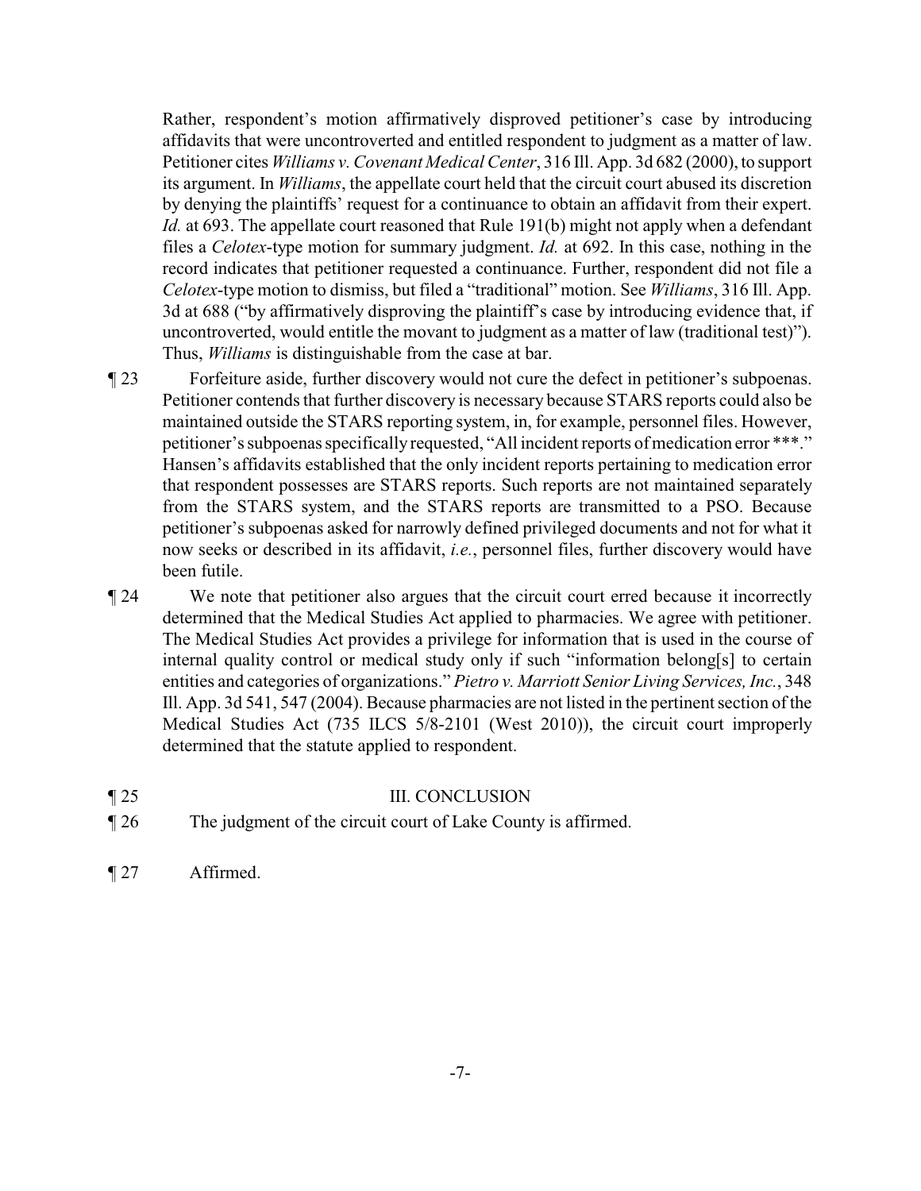Rather, respondent's motion affirmatively disproved petitioner's case by introducing affidavits that were uncontroverted and entitled respondent to judgment as a matter of law. Petitioner cites *Williams v. Covenant Medical Center*, 316 Ill. App. 3d 682 (2000), to support its argument. In *Williams*, the appellate court held that the circuit court abused its discretion by denying the plaintiffs' request for a continuance to obtain an affidavit from their expert. *Id.* at 693. The appellate court reasoned that Rule 191(b) might not apply when a defendant files a *Celotex*-type motion for summary judgment. *Id.* at 692. In this case, nothing in the record indicates that petitioner requested a continuance. Further, respondent did not file a *Celotex*-type motion to dismiss, but filed a "traditional" motion. See *Williams*, 316 Ill. App. 3d at 688 ("by affirmatively disproving the plaintiff's case by introducing evidence that, if uncontroverted, would entitle the movant to judgment as a matter of law (traditional test)"). Thus, *Williams* is distinguishable from the case at bar.

¶ 23 Forfeiture aside, further discovery would not cure the defect in petitioner's subpoenas. Petitioner contends that further discovery is necessary because STARS reports could also be maintained outside the STARS reporting system, in, for example, personnel files. However, petitioner's subpoenas specifically requested, "All incident reports of medication error ***." Hansen's affidavits established that the only incident reports pertaining to medication error that respondent possesses are STARS reports. Such reports are not maintained separately from the STARS system, and the STARS reports are transmitted to a PSO. Because petitioner's subpoenas asked for narrowly defined privileged documents and not for what it now seeks or described in its affidavit, *i.e.*, personnel files, further discovery would have been futile.

¶ 24 We note that petitioner also argues that the circuit court erred because it incorrectly determined that the Medical Studies Act applied to pharmacies. We agree with petitioner. The Medical Studies Act provides a privilege for information that is used in the course of internal quality control or medical study only if such "information belong[s] to certain entities and categories of organizations." *Pietro v. Marriott Senior Living Services, Inc.*, 348 Ill. App. 3d 541, 547 (2004). Because pharmacies are not listed in the pertinent section of the Medical Studies Act (735 ILCS 5/8-2101 (West 2010)), the circuit court improperly determined that the statute applied to respondent.

## ¶ 25 III. CONCLUSION

¶ 26 The judgment of the circuit court of Lake County is affirmed.

¶ 27 Affirmed.